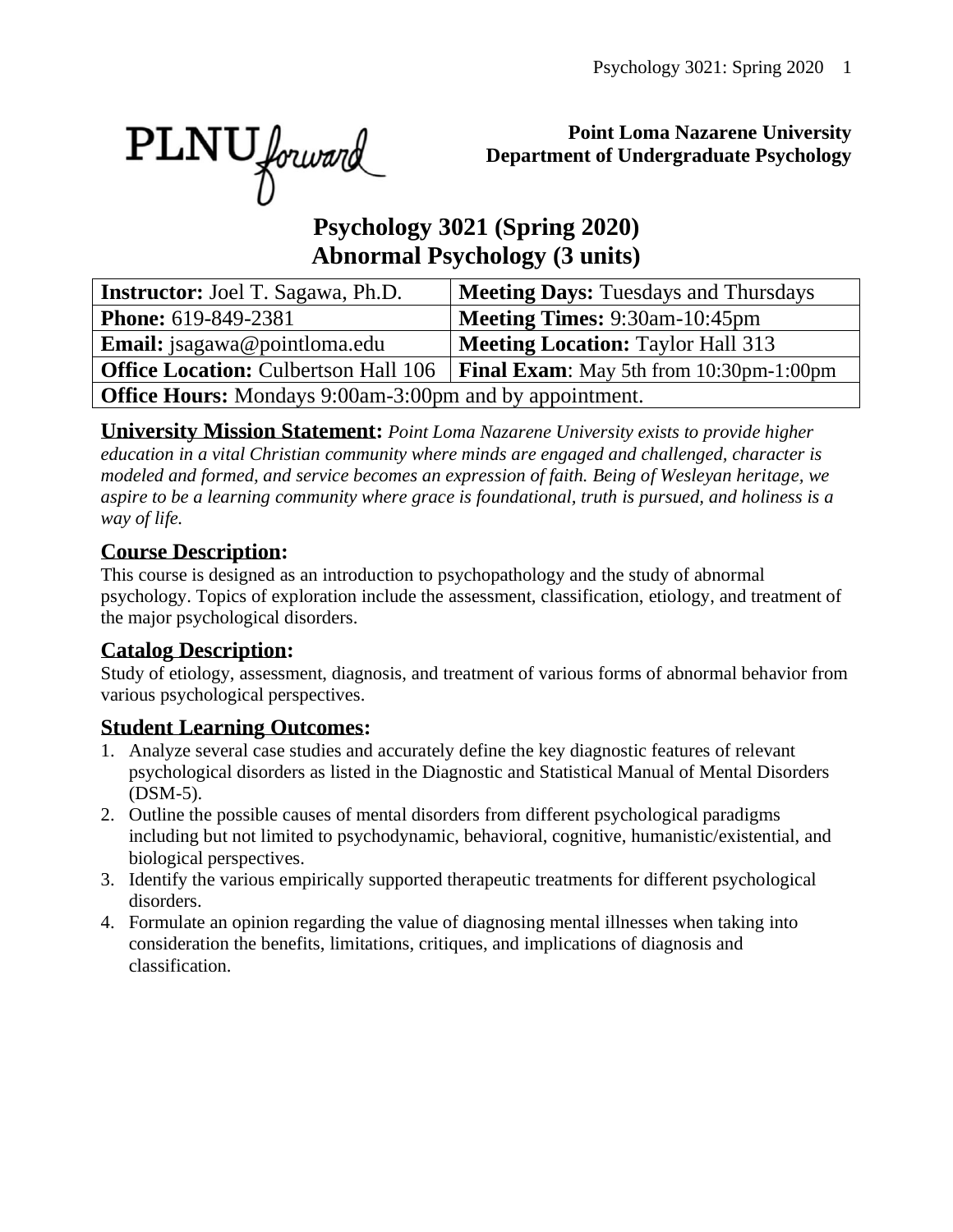**Point Loma Nazarene University**
**Department of Undergraduate Psychology**

# Psychology 3021 (Spring 2020)
# Abnormal Psychology (3 units)

| **Instructor:** Joel T. Sagawa, Ph.D. | **Meeting Days:** Tuesdays and Thursdays |
|---|---|
| **Phone:** 619-849-2381 | **Meeting Times:** 9:30am-10:45pm |
| **Email:** jsagawa@pointloma.edu | **Meeting Location:** Taylor Hall 313 |
| **Office Location:** Culbertson Hall 106 | **Final Exam**: May 5th from 10:30pm-1:00pm |
| **Office Hours:** Mondays 9:00am-3:00pm and by appointment. | |

**University Mission Statement:** *Point Loma Nazarene University exists to provide higher education in a vital Christian community where minds are engaged and challenged, character is modeled and formed, and service becomes an expression of faith. Being of Wesleyan heritage, we aspire to be a learning community where grace is foundational, truth is pursued, and holiness is a way of life.*

## Course Description:

This course is designed as an introduction to psychopathology and the study of abnormal psychology. Topics of exploration include the assessment, classification, etiology, and treatment of the major psychological disorders.

## Catalog Description:

Study of etiology, assessment, diagnosis, and treatment of various forms of abnormal behavior from various psychological perspectives.

## Student Learning Outcomes:

1. Analyze several case studies and accurately define the key diagnostic features of relevant psychological disorders as listed in the Diagnostic and Statistical Manual of Mental Disorders (DSM-5).
2. Outline the possible causes of mental disorders from different psychological paradigms including but not limited to psychodynamic, behavioral, cognitive, humanistic/existential, and biological perspectives.
3. Identify the various empirically supported therapeutic treatments for different psychological disorders.
4. Formulate an opinion regarding the value of diagnosing mental illnesses when taking into consideration the benefits, limitations, critiques, and implications of diagnosis and classification.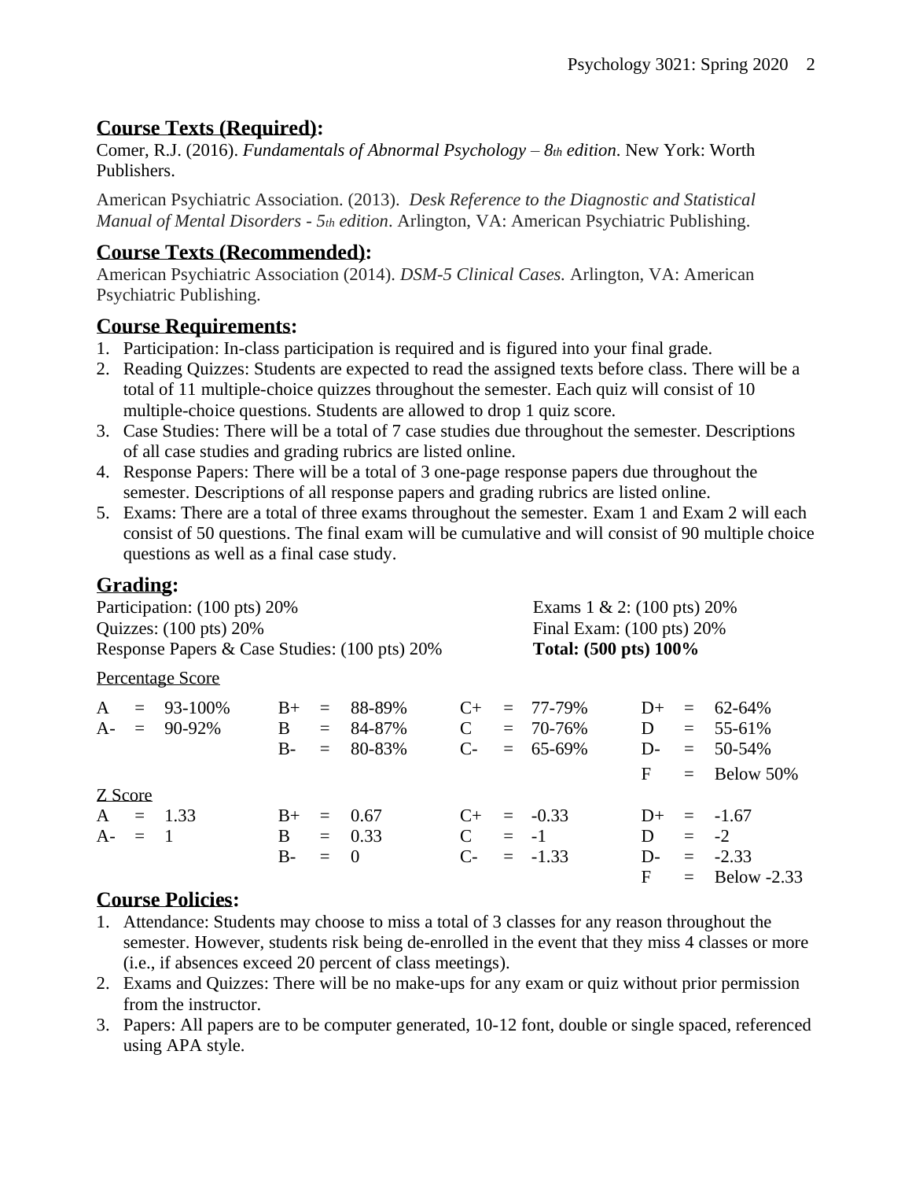## Course Texts (Required):

Comer, R.J. (2016). *Fundamentals of Abnormal Psychology – 8th edition*. New York: Worth Publishers.

American Psychiatric Association. (2013). *Desk Reference to the Diagnostic and Statistical Manual of Mental Disorders - 5th edition*. Arlington, VA: American Psychiatric Publishing.

## Course Texts (Recommended):

American Psychiatric Association (2014). *DSM-5 Clinical Cases.* Arlington, VA: American Psychiatric Publishing.

## Course Requirements:

1. Participation: In-class participation is required and is figured into your final grade.
2. Reading Quizzes: Students are expected to read the assigned texts before class. There will be a total of 11 multiple-choice quizzes throughout the semester. Each quiz will consist of 10 multiple-choice questions. Students are allowed to drop 1 quiz score.
3. Case Studies: There will be a total of 7 case studies due throughout the semester. Descriptions of all case studies and grading rubrics are listed online.
4. Response Papers: There will be a total of 3 one-page response papers due throughout the semester. Descriptions of all response papers and grading rubrics are listed online.
5. Exams: There are a total of three exams throughout the semester. Exam 1 and Exam 2 will each consist of 50 questions. The final exam will be cumulative and will consist of 90 multiple choice questions as well as a final case study.

## Grading:

Participation: (100 pts) 20%
Quizzes: (100 pts) 20%
Response Papers & Case Studies: (100 pts) 20%
Exams 1 & 2: (100 pts) 20%
Final Exam: (100 pts) 20%
**Total: (500 pts) 100%**

Percentage Score

| | | | | | | | |
|---|---|---|---|---|---|---|---|
| A | = 93-100% | B+ | = 88-89% | C+ | = 77-79% | D+ | = 62-64% |
| A- | = 90-92% | B | = 84-87% | C | = 70-76% | D | = 55-61% |
| | | B- | = 80-83% | C- | = 65-69% | D- | = 50-54% |
| | | | | | | F | = Below 50% |

Z Score

| | | | | | | | |
|---|---|---|---|---|---|---|---|
| A | = 1.33 | B+ | = 0.67 | C+ | = -0.33 | D+ | = -1.67 |
| A- | = 1 | B | = 0.33 | C | = -1 | D | = -2 |
| | | B- | = 0 | C- | = -1.33 | D- | = -2.33 |
| | | | | | | F | = Below -2.33 |

## Course Policies:

1. Attendance: Students may choose to miss a total of 3 classes for any reason throughout the semester. However, students risk being de-enrolled in the event that they miss 4 classes or more (i.e., if absences exceed 20 percent of class meetings).
2. Exams and Quizzes: There will be no make-ups for any exam or quiz without prior permission from the instructor.
3. Papers: All papers are to be computer generated, 10-12 font, double or single spaced, referenced using APA style.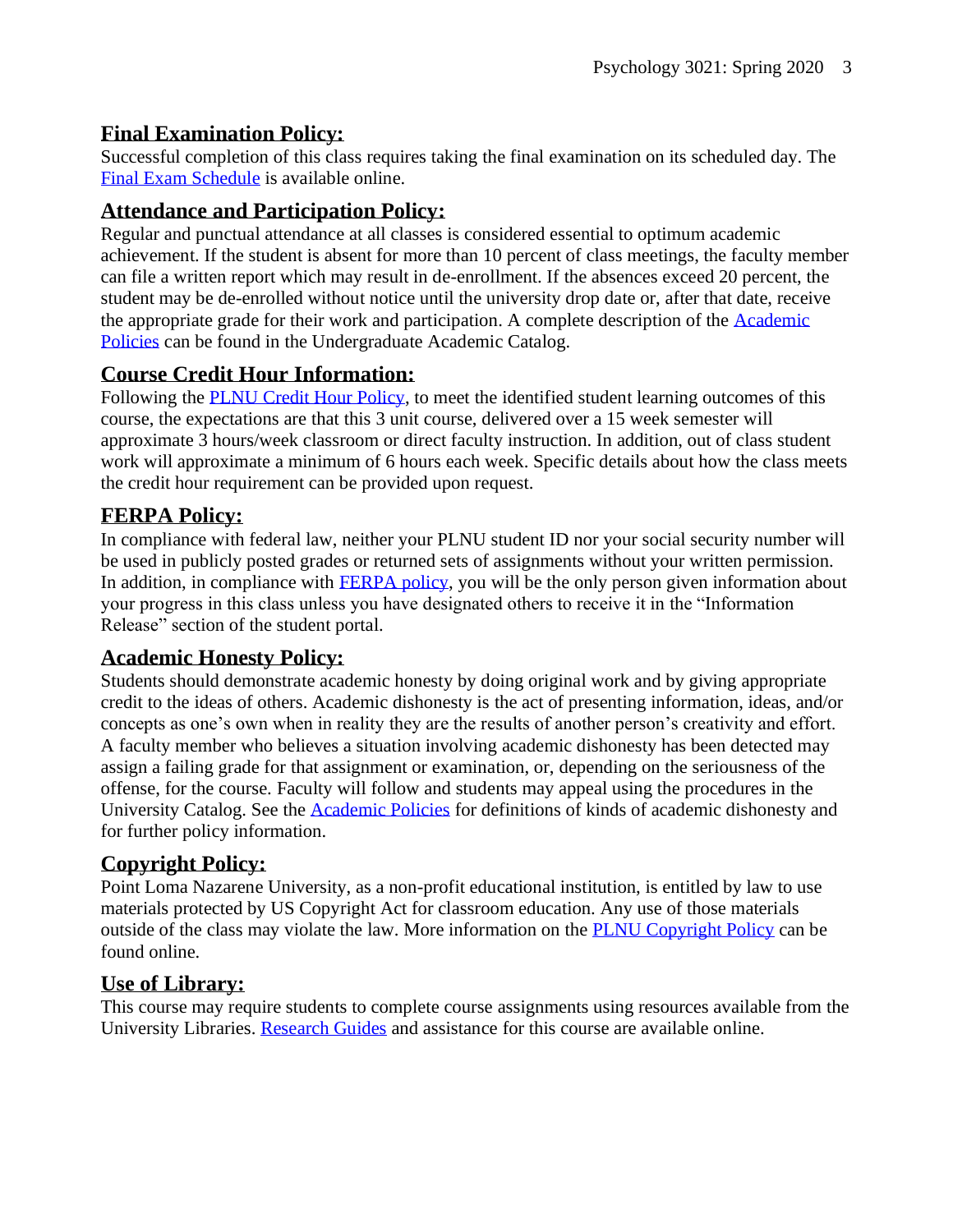## **Final Examination Policy:**

Successful completion of this class requires taking the final examination on its scheduled day. The Final Exam Schedule is available online.

## **Attendance and Participation Policy:**

Regular and punctual attendance at all classes is considered essential to optimum academic achievement. If the student is absent for more than 10 percent of class meetings, the faculty member can file a written report which may result in de-enrollment. If the absences exceed 20 percent, the student may be de-enrolled without notice until the university drop date or, after that date, receive the appropriate grade for their work and participation. A complete description of the Academic Policies can be found in the Undergraduate Academic Catalog.

## **Course Credit Hour Information:**

Following the PLNU Credit Hour Policy, to meet the identified student learning outcomes of this course, the expectations are that this 3 unit course, delivered over a 15 week semester will approximate 3 hours/week classroom or direct faculty instruction. In addition, out of class student work will approximate a minimum of 6 hours each week. Specific details about how the class meets the credit hour requirement can be provided upon request.

## **FERPA Policy:**

In compliance with federal law, neither your PLNU student ID nor your social security number will be used in publicly posted grades or returned sets of assignments without your written permission. In addition, in compliance with FERPA policy, you will be the only person given information about your progress in this class unless you have designated others to receive it in the "Information Release" section of the student portal.

## **Academic Honesty Policy:**

Students should demonstrate academic honesty by doing original work and by giving appropriate credit to the ideas of others. Academic dishonesty is the act of presenting information, ideas, and/or concepts as one's own when in reality they are the results of another person's creativity and effort. A faculty member who believes a situation involving academic dishonesty has been detected may assign a failing grade for that assignment or examination, or, depending on the seriousness of the offense, for the course. Faculty will follow and students may appeal using the procedures in the University Catalog. See the Academic Policies for definitions of kinds of academic dishonesty and for further policy information.

## **Copyright Policy:**

Point Loma Nazarene University, as a non-profit educational institution, is entitled by law to use materials protected by US Copyright Act for classroom education. Any use of those materials outside of the class may violate the law. More information on the PLNU Copyright Policy can be found online.

## **Use of Library:**

This course may require students to complete course assignments using resources available from the University Libraries. Research Guides and assistance for this course are available online.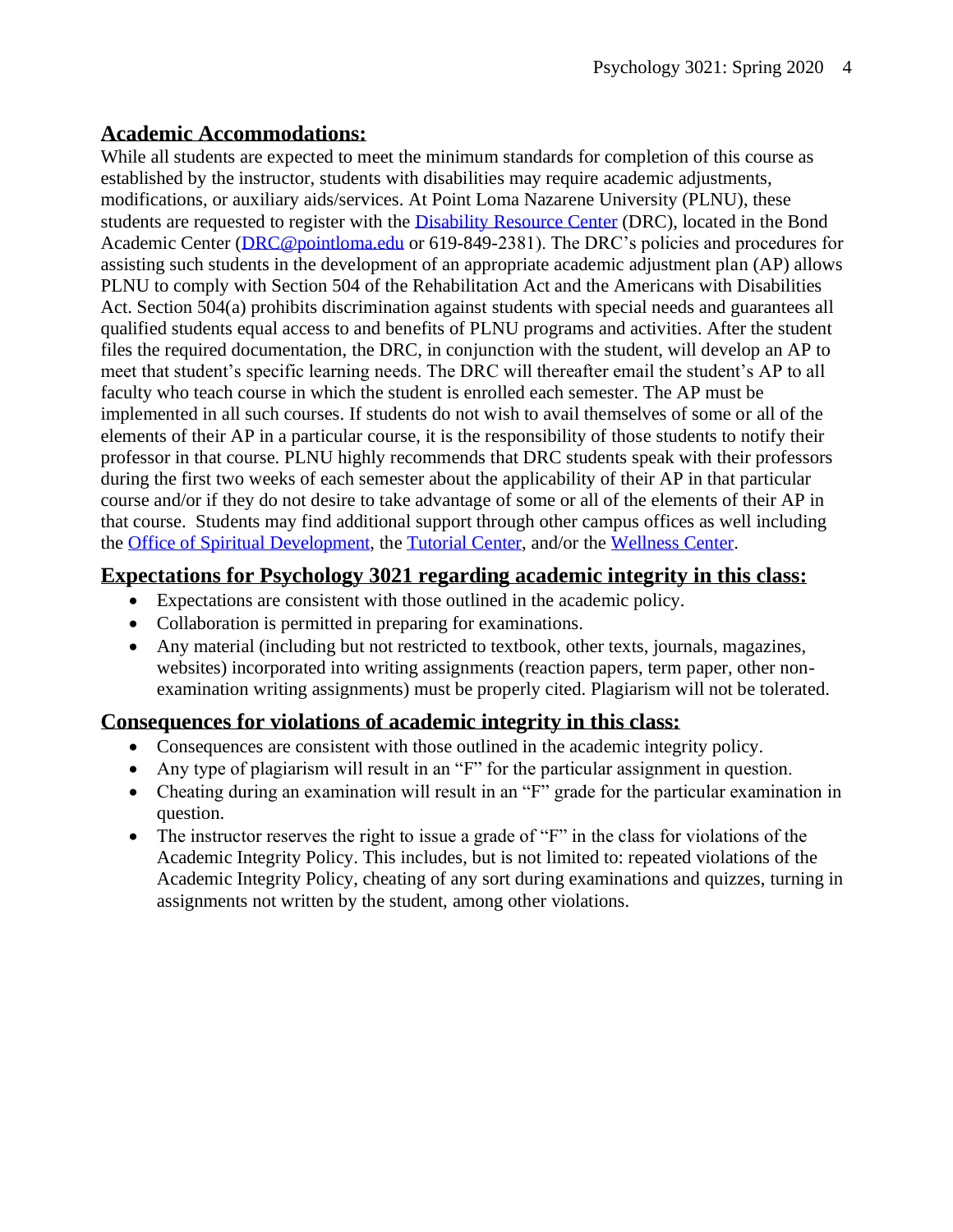## Academic Accommodations:

While all students are expected to meet the minimum standards for completion of this course as established by the instructor, students with disabilities may require academic adjustments, modifications, or auxiliary aids/services. At Point Loma Nazarene University (PLNU), these students are requested to register with the Disability Resource Center (DRC), located in the Bond Academic Center (DRC@pointloma.edu or 619-849-2381). The DRC's policies and procedures for assisting such students in the development of an appropriate academic adjustment plan (AP) allows PLNU to comply with Section 504 of the Rehabilitation Act and the Americans with Disabilities Act. Section 504(a) prohibits discrimination against students with special needs and guarantees all qualified students equal access to and benefits of PLNU programs and activities. After the student files the required documentation, the DRC, in conjunction with the student, will develop an AP to meet that student's specific learning needs. The DRC will thereafter email the student's AP to all faculty who teach course in which the student is enrolled each semester. The AP must be implemented in all such courses. If students do not wish to avail themselves of some or all of the elements of their AP in a particular course, it is the responsibility of those students to notify their professor in that course. PLNU highly recommends that DRC students speak with their professors during the first two weeks of each semester about the applicability of their AP in that particular course and/or if they do not desire to take advantage of some or all of the elements of their AP in that course. Students may find additional support through other campus offices as well including the Office of Spiritual Development, the Tutorial Center, and/or the Wellness Center.

## Expectations for Psychology 3021 regarding academic integrity in this class:

- Expectations are consistent with those outlined in the academic policy.
- Collaboration is permitted in preparing for examinations.
- Any material (including but not restricted to textbook, other texts, journals, magazines, websites) incorporated into writing assignments (reaction papers, term paper, other non-examination writing assignments) must be properly cited. Plagiarism will not be tolerated.

## Consequences for violations of academic integrity in this class:

- Consequences are consistent with those outlined in the academic integrity policy.
- Any type of plagiarism will result in an "F" for the particular assignment in question.
- Cheating during an examination will result in an "F" grade for the particular examination in question.
- The instructor reserves the right to issue a grade of "F" in the class for violations of the Academic Integrity Policy. This includes, but is not limited to: repeated violations of the Academic Integrity Policy, cheating of any sort during examinations and quizzes, turning in assignments not written by the student, among other violations.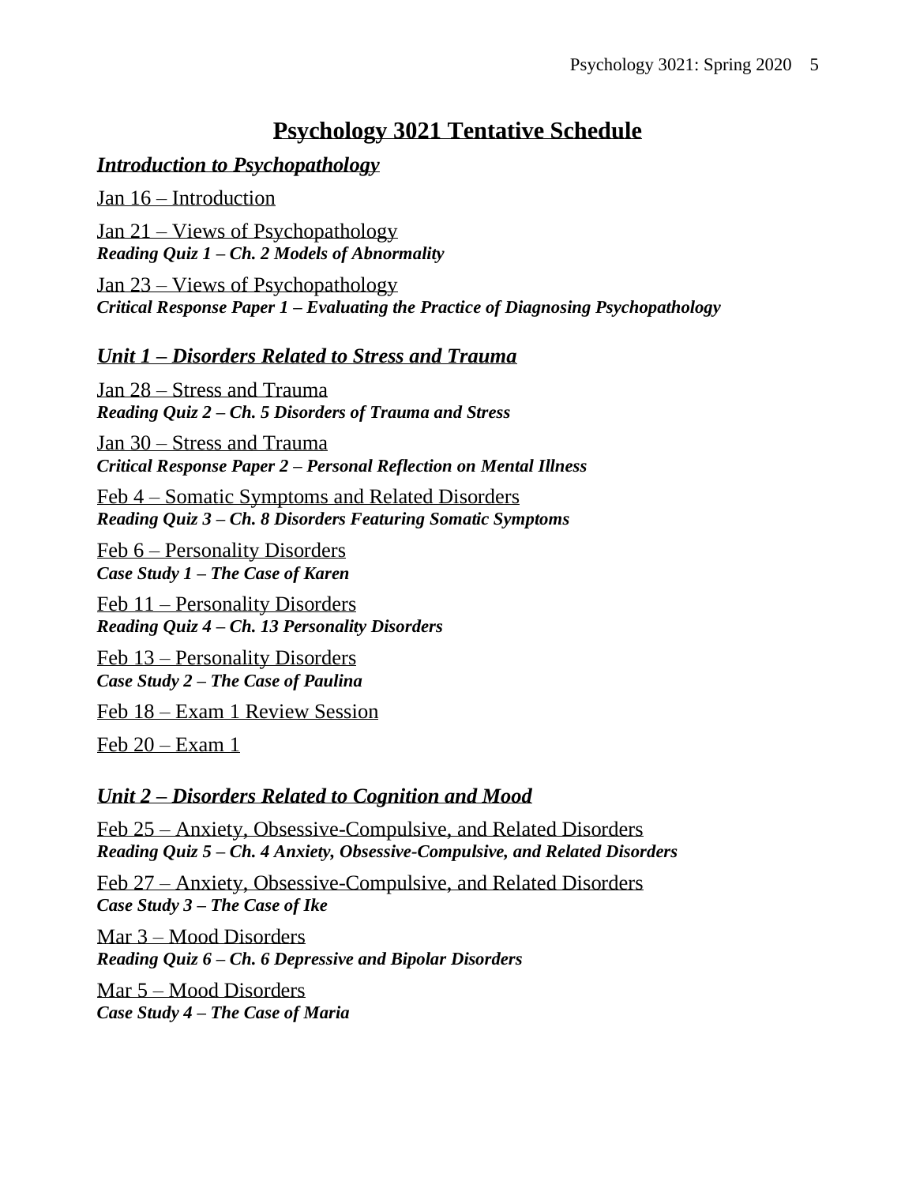# Psychology 3021 Tentative Schedule

## ***Introduction to Psychopathology***

Jan 16 – Introduction

Jan 21 – Views of Psychopathology
***Reading Quiz 1 – Ch. 2 Models of Abnormality***

Jan 23 – Views of Psychopathology
***Critical Response Paper 1 – Evaluating the Practice of Diagnosing Psychopathology***

## ***Unit 1 – Disorders Related to Stress and Trauma***

Jan 28 – Stress and Trauma
***Reading Quiz 2 – Ch. 5 Disorders of Trauma and Stress***

Jan 30 – Stress and Trauma
***Critical Response Paper 2 – Personal Reflection on Mental Illness***

Feb 4 – Somatic Symptoms and Related Disorders
***Reading Quiz 3 – Ch. 8 Disorders Featuring Somatic Symptoms***

Feb 6 – Personality Disorders
***Case Study 1 – The Case of Karen***

Feb 11 – Personality Disorders
***Reading Quiz 4 – Ch. 13 Personality Disorders***

Feb 13 – Personality Disorders
***Case Study 2 – The Case of Paulina***

Feb 18 – Exam 1 Review Session

Feb 20 – Exam 1

## ***Unit 2 – Disorders Related to Cognition and Mood***

Feb 25 – Anxiety, Obsessive-Compulsive, and Related Disorders
***Reading Quiz 5 – Ch. 4 Anxiety, Obsessive-Compulsive, and Related Disorders***

Feb 27 – Anxiety, Obsessive-Compulsive, and Related Disorders
***Case Study 3 – The Case of Ike***

Mar 3 – Mood Disorders
***Reading Quiz 6 – Ch. 6 Depressive and Bipolar Disorders***

Mar 5 – Mood Disorders
***Case Study 4 – The Case of Maria***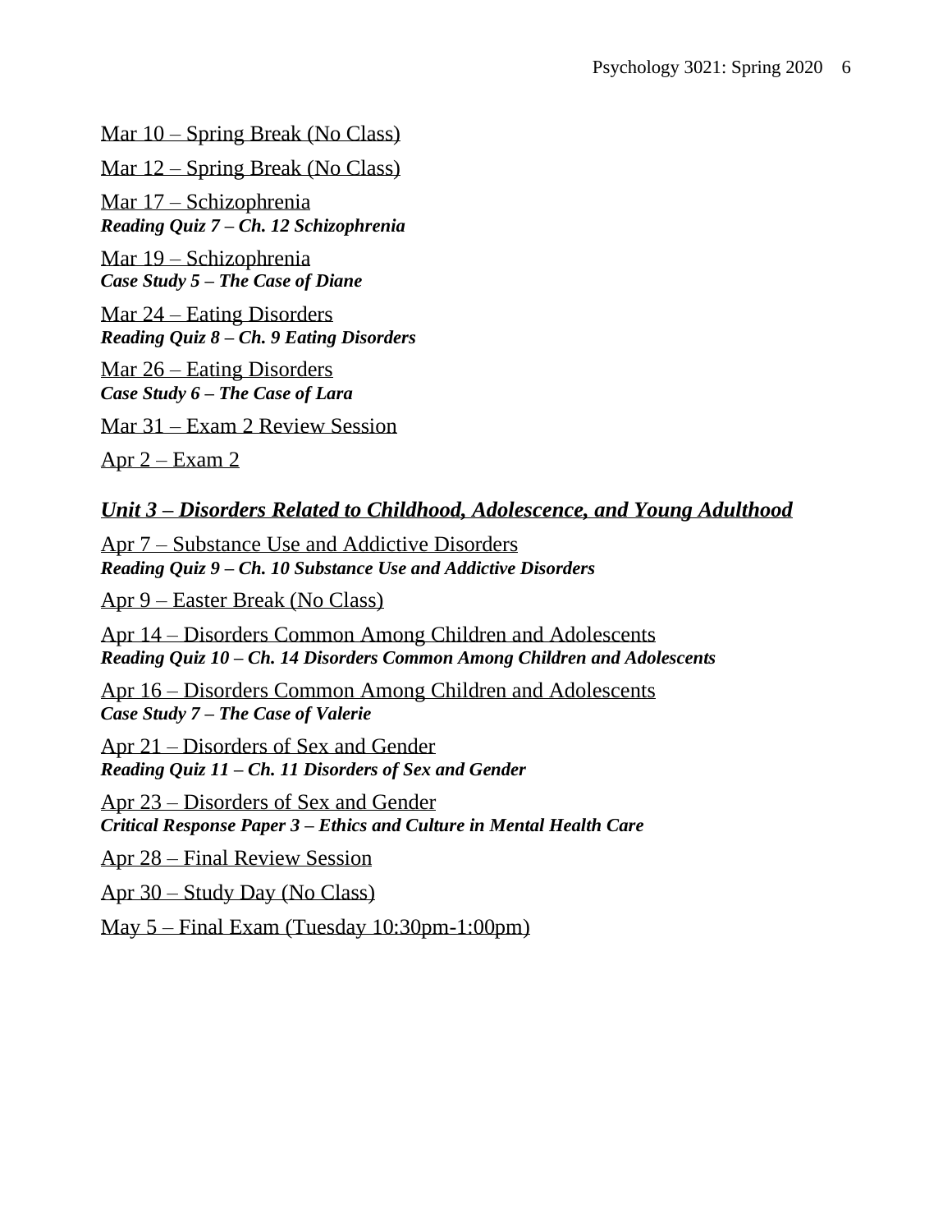Mar 10 – Spring Break (No Class)

Mar 12 – Spring Break (No Class)

Mar 17 – Schizophrenia
***Reading Quiz 7 – Ch. 12 Schizophrenia***

Mar 19 – Schizophrenia
***Case Study 5 – The Case of Diane***

Mar 24 – Eating Disorders
***Reading Quiz 8 – Ch. 9 Eating Disorders***

Mar 26 – Eating Disorders
***Case Study 6 – The Case of Lara***

Mar 31 – Exam 2 Review Session

Apr 2 – Exam 2

## *Unit 3 – Disorders Related to Childhood, Adolescence, and Young Adulthood*

Apr 7 – Substance Use and Addictive Disorders
***Reading Quiz 9 – Ch. 10 Substance Use and Addictive Disorders***

Apr 9 – Easter Break (No Class)

Apr 14 – Disorders Common Among Children and Adolescents
***Reading Quiz 10 – Ch. 14 Disorders Common Among Children and Adolescents***

Apr 16 – Disorders Common Among Children and Adolescents
***Case Study 7 – The Case of Valerie***

Apr 21 – Disorders of Sex and Gender
***Reading Quiz 11 – Ch. 11 Disorders of Sex and Gender***

Apr 23 – Disorders of Sex and Gender
***Critical Response Paper 3 – Ethics and Culture in Mental Health Care***

Apr 28 – Final Review Session

Apr 30 – Study Day (No Class)

May 5 – Final Exam (Tuesday 10:30pm-1:00pm)